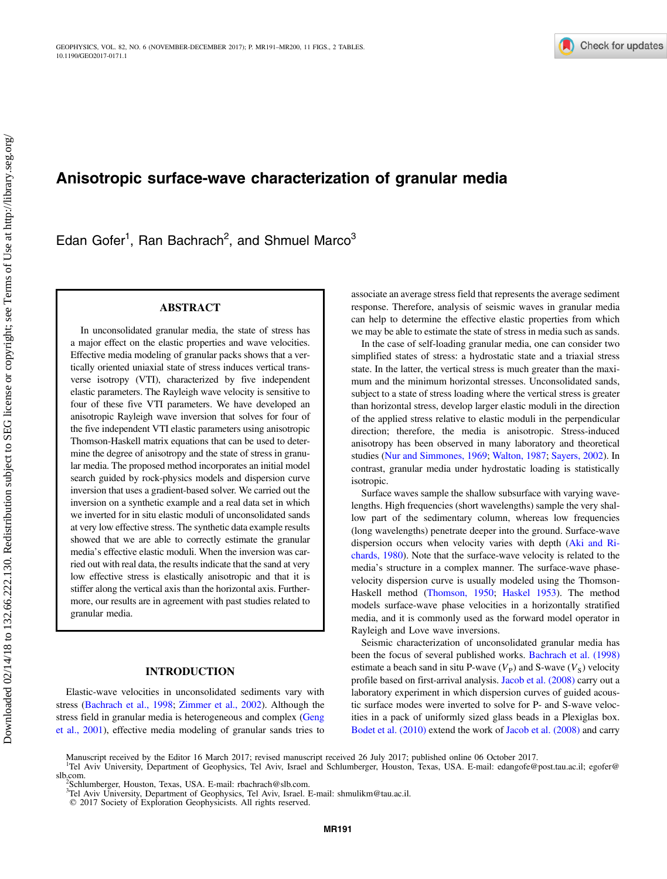# Anisotropic surface-wave characterization of granular media

Edan Gofer[1], Ran Bachrach[2], and Shmuel Marco[3]

## ABSTRACT

In unconsolidated granular media, the state of stress has a major effect on the elastic properties and wave velocities. Effective media modeling of granular packs shows that a vertically oriented uniaxial state of stress induces vertical transverse isotropy (VTI), characterized by five independent elastic parameters. The Rayleigh wave velocity is sensitive to four of these five VTI parameters. We have developed an anisotropic Rayleigh wave inversion that solves for four of the five independent VTI elastic parameters using anisotropic Thomson-Haskell matrix equations that can be used to determine the degree of anisotropy and the state of stress in granular media. The proposed method incorporates an initial model search guided by rock-physics models and dispersion curve inversion that uses a gradient-based solver. We carried out the inversion on a synthetic example and a real data set in which we inverted for in situ elastic moduli of unconsolidated sands at very low effective stress. The synthetic data example results showed that we are able to correctly estimate the granular media's effective elastic moduli. When the inversion was carried out with real data, the results indicate that the sand at very low effective stress is elastically anisotropic and that it is stiffer along the vertical axis than the horizontal axis. Furthermore, our results are in agreement with past studies related to granular media.

## INTRODUCTION

Elastic-wave velocities in unconsolidated sediments vary with stress (Bachrach et al., 1998; Zimmer et al., 2002). Although the stress field in granular media is heterogeneous and complex (Geng et al., 2001), effective media modeling of granular sands tries to associate an average stress field that represents the average sediment response. Therefore, analysis of seismic waves in granular media can help to determine the effective elastic properties from which we may be able to estimate the state of stress in media such as sands.

In the case of self-loading granular media, one can consider two simplified states of stress: a hydrostatic state and a triaxial stress state. In the latter, the vertical stress is much greater than the maximum and the minimum horizontal stresses. Unconsolidated sands, subject to a state of stress loading where the vertical stress is greater than horizontal stress, develop larger elastic moduli in the direction of the applied stress relative to elastic moduli in the perpendicular direction; therefore, the media is anisotropic. Stress-induced anisotropy has been observed in many laboratory and theoretical studies (Nur and Simmones, 1969; Walton, 1987; Sayers, 2002). In contrast, granular media under hydrostatic loading is statistically isotropic.

Surface waves sample the shallow subsurface with varying wavelengths. High frequencies (short wavelengths) sample the very shallow part of the sedimentary column, whereas low frequencies (long wavelengths) penetrate deeper into the ground. Surface-wave dispersion occurs when velocity varies with depth (Aki and Richards, 1980). Note that the surface-wave velocity is related to the media's structure in a complex manner. The surface-wave phase-velocity dispersion curve is usually modeled using the Thomson-Haskell method (Thomson, 1950; Haskel 1953). The method models surface-wave phase velocities in a horizontally stratified media, and it is commonly used as the forward model operator in Rayleigh and Love wave inversions.

Seismic characterization of unconsolidated granular media has been the focus of several published works. Bachrach et al. (1998) estimate a beach sand in situ P-wave ($V_P$) and S-wave ($V_S$) velocity profile based on first-arrival analysis. Jacob et al. (2008) carry out a laboratory experiment in which dispersion curves of guided acoustic surface modes were inverted to solve for P- and S-wave velocities in a pack of uniformly sized glass beads in a Plexiglas box. Bodet et al. (2010) extend the work of Jacob et al. (2008) and carry

Manuscript received by the Editor 16 March 2017; revised manuscript received 26 July 2017; published online 06 October 2017.
[1]Tel Aviv University, Department of Geophysics, Tel Aviv, Israel and Schlumberger, Houston, Texas, USA. E-mail: edangofe@post.tau.ac.il; egofer@slb.com.
[2]Schlumberger, Houston, Texas, USA. E-mail: rbachrach@slb.com.
[3]Tel Aviv University, Department of Geophysics, Tel Aviv, Israel. E-mail: shmulikm@tau.ac.il.
© 2017 Society of Exploration Geophysicists. All rights reserved.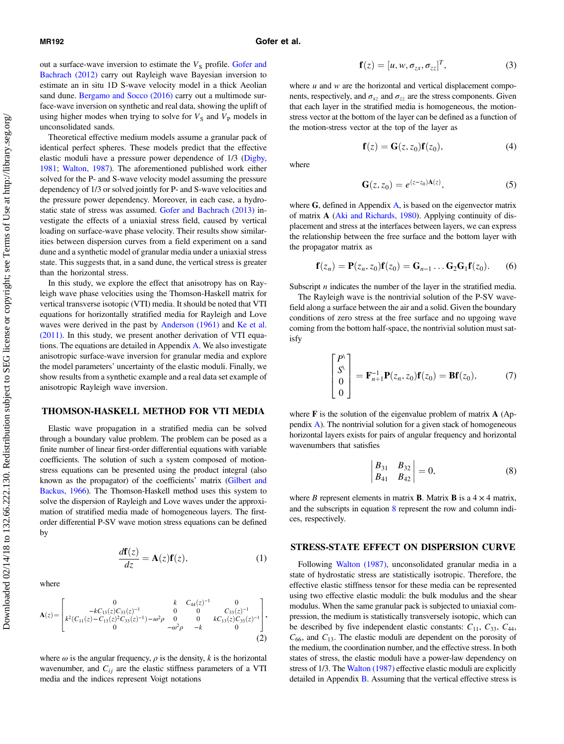out a surface-wave inversion to estimate the $V_S$ profile. Gofer and Bachrach (2012) carry out Rayleigh wave Bayesian inversion to estimate an in situ 1D S-wave velocity model in a thick Aeolian sand dune. Bergamo and Socco (2016) carry out a multimode surface-wave inversion on synthetic and real data, showing the uplift of using higher modes when trying to solve for $V_S$ and $V_P$ models in unconsolidated sands.

Theoretical effective medium models assume a granular pack of identical perfect spheres. These models predict that the effective elastic moduli have a pressure power dependence of 1/3 (Digby, 1981; Walton, 1987). The aforementioned published work either solved for the P- and S-wave velocity model assuming the pressure dependency of 1/3 or solved jointly for P- and S-wave velocities and the pressure power dependency. Moreover, in each case, a hydrostatic state of stress was assumed. Gofer and Bachrach (2013) investigate the effects of a uniaxial stress field, caused by vertical loading on surface-wave phase velocity. Their results show similarities between dispersion curves from a field experiment on a sand dune and a synthetic model of granular media under a uniaxial stress state. This suggests that, in a sand dune, the vertical stress is greater than the horizontal stress.

In this study, we explore the effect that anisotropy has on Rayleigh wave phase velocities using the Thomson-Haskell matrix for vertical transverse isotropic (VTI) media. It should be noted that VTI equations for horizontally stratified media for Rayleigh and Love waves were derived in the past by Anderson (1961) and Ke et al. (2011). In this study, we present another derivation of VTI equations. The equations are detailed in Appendix A. We also investigate anisotropic surface-wave inversion for granular media and explore the model parameters' uncertainty of the elastic moduli. Finally, we show results from a synthetic example and a real data set example of anisotropic Rayleigh wave inversion.

## THOMSON-HASKELL METHOD FOR VTI MEDIA

Elastic wave propagation in a stratified media can be solved through a boundary value problem. The problem can be posed as a finite number of linear first-order differential equations with variable coefficients. The solution of such a system composed of motion-stress equations can be presented using the product integral (also known as the propagator) of the coefficients' matrix (Gilbert and Backus, 1966). The Thomson-Haskell method uses this system to solve the dispersion of Rayleigh and Love waves under the approximation of stratified media made of homogeneous layers. The first-order differential P-SV wave motion stress equations can be defined by

$$\frac{d\mathbf{f}(z)}{dz} = \mathbf{A}(z)\mathbf{f}(z), \tag{1}$$

where

$$\mathbf{A}(z) = \begin{bmatrix} 0 & k & C_{44}(z)^{-1} & 0 \\ -kC_{13}(z)C_{33}(z)^{-1} & 0 & 0 & C_{33}(z)^{-1} \\ k^2(C_{11}(z) - C_{13}(z)^2 C_{33}(z)^{-1}) - \omega^2\rho & 0 & 0 & kC_{13}(z)C_{33}(z)^{-1} \\ 0 & -\omega^2\rho & -k & 0 \end{bmatrix}, \tag{2}$$

where $\omega$ is the angular frequency, $\rho$ is the density, $k$ is the horizontal wavenumber, and $C_{ij}$ are the elastic stiffness parameters of a VTI media and the indices represent Voigt notations

$$\mathbf{f}(z) = [u, w, \sigma_{zx}, \sigma_{zz}]^T, \tag{3}$$

where $u$ and $w$ are the horizontal and vertical displacement components, respectively, and $\sigma_{xz}$ and $\sigma_{zz}$ are the stress components. Given that each layer in the stratified media is homogeneous, the motion-stress vector at the bottom of the layer can be defined as a function of the motion-stress vector at the top of the layer as

$$\mathbf{f}(z) = \mathbf{G}(z, z_0)\mathbf{f}(z_0), \tag{4}$$

where

$$\mathbf{G}(z, z_0) = e^{(z-z_0)\mathbf{A}(z)}, \tag{5}$$

where $\mathbf{G}$, defined in Appendix A, is based on the eigenvector matrix of matrix $\mathbf{A}$ (Aki and Richards, 1980). Applying continuity of displacement and stress at the interfaces between layers, we can express the relationship between the free surface and the bottom layer with the propagator matrix as

$$\mathbf{f}(z_n) = \mathbf{P}(z_n, z_0)\mathbf{f}(z_0) = \mathbf{G}_{n-1}\dots\mathbf{G}_2\mathbf{G}_1\mathbf{f}(z_0). \tag{6}$$

Subscript $n$ indicates the number of the layer in the stratified media.

The Rayleigh wave is the nontrivial solution of the P-SV wavefield along a surface between the air and a solid. Given the boundary conditions of zero stress at the free surface and no upgoing wave coming from the bottom half-space, the nontrivial solution must satisfy

$$\begin{bmatrix} P^{\grave{}} \\ S^{\grave{}} \\ 0 \\ 0 \end{bmatrix} = \mathbf{F}_{n+1}^{-1}\mathbf{P}(z_n, z_0)\mathbf{f}(z_0) = \mathbf{B}\mathbf{f}(z_0), \tag{7}$$

where $\mathbf{F}$ is the solution of the eigenvalue problem of matrix $\mathbf{A}$ (Appendix A). The nontrivial solution for a given stack of homogeneous horizontal layers exists for pairs of angular frequency and horizontal wavenumbers that satisfies

$$\begin{vmatrix} B_{31} & B_{32} \\ B_{41} & B_{42} \end{vmatrix} = 0, \tag{8}$$

where $B$ represent elements in matrix $\mathbf{B}$. Matrix $\mathbf{B}$ is a $4 \times 4$ matrix, and the subscripts in equation 8 represent the row and column indices, respectively.

## STRESS-STATE EFFECT ON DISPERSION CURVE

Following Walton (1987), unconsolidated granular media in a state of hydrostatic stress are statistically isotropic. Therefore, the effective elastic stiffness tensor for these media can be represented using two effective elastic moduli: the bulk modulus and the shear modulus. When the same granular pack is subjected to uniaxial compression, the medium is statistically transversely isotropic, which can be described by five independent elastic constants: $C_{11}$, $C_{33}$, $C_{44}$, $C_{66}$, and $C_{13}$. The elastic moduli are dependent on the porosity of the medium, the coordination number, and the effective stress. In both states of stress, the elastic moduli have a power-law dependency on stress of 1/3. The Walton (1987) effective elastic moduli are explicitly detailed in Appendix B. Assuming that the vertical effective stress is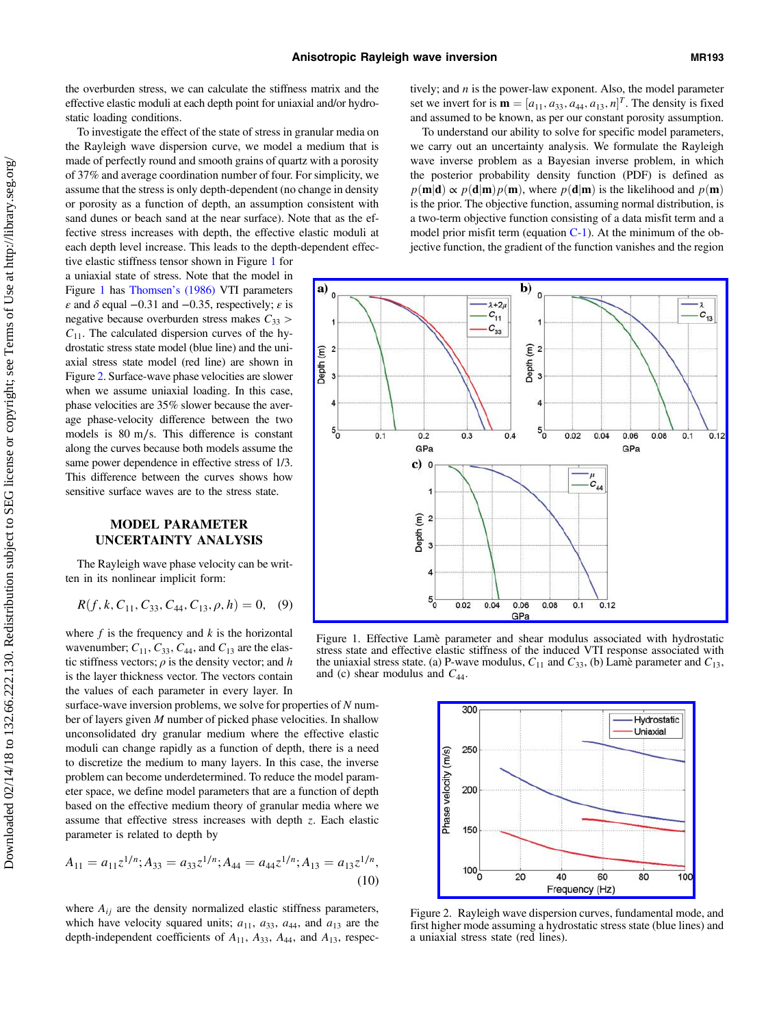the overburden stress, we can calculate the stiffness matrix and the effective elastic moduli at each depth point for uniaxial and/or hydrostatic loading conditions.

To investigate the effect of the state of stress in granular media on the Rayleigh wave dispersion curve, we model a medium that is made of perfectly round and smooth grains of quartz with a porosity of 37% and average coordination number of four. For simplicity, we assume that the stress is only depth-dependent (no change in density or porosity as a function of depth, an assumption consistent with sand dunes or beach sand at the near surface). Note that as the effective stress increases with depth, the effective elastic moduli at each depth level increase. This leads to the depth-dependent effective elastic stiffness tensor shown in Figure 1 for a uniaxial state of stress. Note that the model in Figure 1 has Thomsen's (1986) VTI parameters $\varepsilon$ and $\delta$ equal $-0.31$ and $-0.35$, respectively; $\varepsilon$ is negative because overburden stress makes $C_{33} > C_{11}$. The calculated dispersion curves of the hydrostatic stress state model (blue line) and the uniaxial stress state model (red line) are shown in Figure 2. Surface-wave phase velocities are slower when we assume uniaxial loading. In this case, phase velocities are 35% slower because the average phase-velocity difference between the two models is 80 m/s. This difference is constant along the curves because both models assume the same power dependence in effective stress of 1/3. This difference between the curves shows how sensitive surface waves are to the stress state.

## MODEL PARAMETER UNCERTAINTY ANALYSIS

The Rayleigh wave phase velocity can be written in its nonlinear implicit form:

$$R(f, k, C_{11}, C_{33}, C_{44}, C_{13}, \rho, h) = 0, \quad (9)$$

where $f$ is the frequency and $k$ is the horizontal wavenumber; $C_{11}$, $C_{33}$, $C_{44}$, and $C_{13}$ are the elastic stiffness vectors; $\rho$ is the density vector; and $h$ is the layer thickness vector. The vectors contain the values of each parameter in every layer. In surface-wave inversion problems, we solve for properties of $N$ number of layers given $M$ number of picked phase velocities. In shallow unconsolidated dry granular medium where the effective elastic moduli can change rapidly as a function of depth, there is a need to discretize the medium to many layers. In this case, the inverse problem can become underdetermined. To reduce the model parameter space, we define model parameters that are a function of depth based on the effective medium theory of granular media where we assume that effective stress increases with depth $z$. Each elastic parameter is related to depth by

$$A_{11} = a_{11}z^{1/n}; A_{33} = a_{33}z^{1/n}; A_{44} = a_{44}z^{1/n}; A_{13} = a_{13}z^{1/n}, \quad (10)$$

where $A_{ij}$ are the density normalized elastic stiffness parameters, which have velocity squared units; $a_{11}$, $a_{33}$, $a_{44}$, and $a_{13}$ are the depth-independent coefficients of $A_{11}$, $A_{33}$, $A_{44}$, and $A_{13}$, respectively; and $n$ is the power-law exponent. Also, the model parameter set we invert for is $\mathbf{m} = [a_{11}, a_{33}, a_{44}, a_{13}, n]^T$. The density is fixed and assumed to be known, as per our constant porosity assumption.

To understand our ability to solve for specific model parameters, we carry out an uncertainty analysis. We formulate the Rayleigh wave inverse problem as a Bayesian inverse problem, in which the posterior probability density function (PDF) is defined as $p(\mathbf{m}|\mathbf{d}) \propto p(\mathbf{d}|\mathbf{m})p(\mathbf{m})$, where $p(\mathbf{d}|\mathbf{m})$ is the likelihood and $p(\mathbf{m})$ is the prior. The objective function, assuming normal distribution, is a two-term objective function consisting of a data misfit term and a model prior misfit term (equation C-1). At the minimum of the objective function, the gradient of the function vanishes and the region

Figure 1. Effective Lamè parameter and shear modulus associated with hydrostatic stress state and effective elastic stiffness of the induced VTI response associated with the uniaxial stress state. (a) P-wave modulus, $C_{11}$ and $C_{33}$, (b) Lamè parameter and $C_{13}$, and (c) shear modulus and $C_{44}$.

Figure 2. Rayleigh wave dispersion curves, fundamental mode, and first higher mode assuming a hydrostatic stress state (blue lines) and a uniaxial stress state (red lines).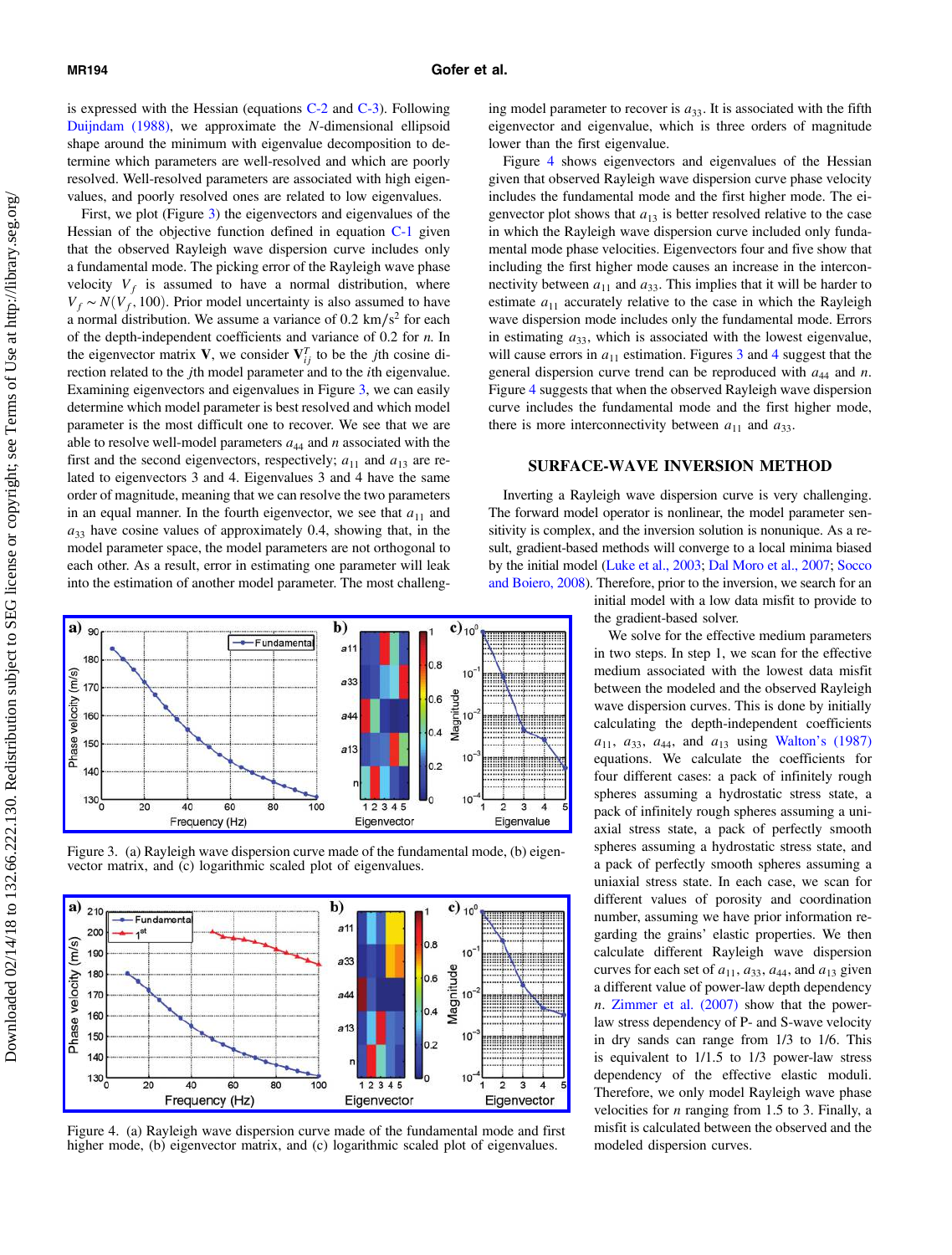is expressed with the Hessian (equations C-2 and C-3). Following Duijndam (1988), we approximate the $N$-dimensional ellipsoid shape around the minimum with eigenvalue decomposition to determine which parameters are well-resolved and which are poorly resolved. Well-resolved parameters are associated with high eigenvalues, and poorly resolved ones are related to low eigenvalues.

First, we plot (Figure 3) the eigenvectors and eigenvalues of the Hessian of the objective function defined in equation C-1 given that the observed Rayleigh wave dispersion curve includes only a fundamental mode. The picking error of the Rayleigh wave phase velocity $V_f$ is assumed to have a normal distribution, where $V_f \sim N(V_f, 100)$. Prior model uncertainty is also assumed to have a normal distribution. We assume a variance of 0.2 $\text{km/s}^2$ for each of the depth-independent coefficients and variance of 0.2 for $n$. In the eigenvector matrix $\mathbf{V}$, we consider $\mathbf{V}_{ij}^T$ to be the $j$th cosine direction related to the $j$th model parameter and to the $i$th eigenvalue. Examining eigenvectors and eigenvalues in Figure 3, we can easily determine which model parameter is best resolved and which model parameter is the most difficult one to recover. We see that we are able to resolve well-model parameters $a_{44}$ and $n$ associated with the first and the second eigenvectors, respectively; $a_{11}$ and $a_{13}$ are related to eigenvectors 3 and 4. Eigenvalues 3 and 4 have the same order of magnitude, meaning that we can resolve the two parameters in an equal manner. In the fourth eigenvector, we see that $a_{11}$ and $a_{33}$ have cosine values of approximately 0.4, showing that, in the model parameter space, the model parameters are not orthogonal to each other. As a result, error in estimating one parameter will leak into the estimation of another model parameter. The most challenging model parameter to recover is $a_{33}$. It is associated with the fifth eigenvector and eigenvalue, which is three orders of magnitude lower than the first eigenvalue.

Figure 4 shows eigenvectors and eigenvalues of the Hessian given that observed Rayleigh wave dispersion curve phase velocity includes the fundamental mode and the first higher mode. The eigenvector plot shows that $a_{13}$ is better resolved relative to the case in which the Rayleigh wave dispersion curve included only fundamental mode phase velocities. Eigenvectors four and five show that including the first higher mode causes an increase in the interconnectivity between $a_{11}$ and $a_{33}$. This implies that it will be harder to estimate $a_{11}$ accurately relative to the case in which the Rayleigh wave dispersion mode includes only the fundamental mode. Errors in estimating $a_{33}$, which is associated with the lowest eigenvalue, will cause errors in $a_{11}$ estimation. Figures 3 and 4 suggest that the general dispersion curve trend can be reproduced with $a_{44}$ and $n$. Figure 4 suggests that when the observed Rayleigh wave dispersion curve includes the fundamental mode and the first higher mode, there is more interconnectivity between $a_{11}$ and $a_{33}$.

Figure 3. (a) Rayleigh wave dispersion curve made of the fundamental mode, (b) eigenvector matrix, and (c) logarithmic scaled plot of eigenvalues.

Figure 4. (a) Rayleigh wave dispersion curve made of the fundamental mode and first higher mode, (b) eigenvector matrix, and (c) logarithmic scaled plot of eigenvalues.

## SURFACE-WAVE INVERSION METHOD

Inverting a Rayleigh wave dispersion curve is very challenging. The forward model operator is nonlinear, the model parameter sensitivity is complex, and the inversion solution is nonunique. As a result, gradient-based methods will converge to a local minima biased by the initial model (Luke et al., 2003; Dal Moro et al., 2007; Socco and Boiero, 2008). Therefore, prior to the inversion, we search for an initial model with a low data misfit to provide to the gradient-based solver.

We solve for the effective medium parameters in two steps. In step 1, we scan for the effective medium associated with the lowest data misfit between the modeled and the observed Rayleigh wave dispersion curves. This is done by initially calculating the depth-independent coefficients $a_{11}$, $a_{33}$, $a_{44}$, and $a_{13}$ using Walton's (1987) equations. We calculate the coefficients for four different cases: a pack of infinitely rough spheres assuming a hydrostatic stress state, a pack of infinitely rough spheres assuming a uniaxial stress state, a pack of perfectly smooth spheres assuming a hydrostatic stress state, and a pack of perfectly smooth spheres assuming a uniaxial stress state. In each case, we scan for different values of porosity and coordination number, assuming we have prior information regarding the grains' elastic properties. We then calculate different Rayleigh wave dispersion curves for each set of $a_{11}$, $a_{33}$, $a_{44}$, and $a_{13}$ given a different value of power-law depth dependency $n$. Zimmer et al. (2007) show that the power-law stress dependency of P- and S-wave velocity in dry sands can range from 1/3 to 1/6. This is equivalent to 1/1.5 to 1/3 power-law stress dependency of the effective elastic moduli. Therefore, we only model Rayleigh wave phase velocities for $n$ ranging from 1.5 to 3. Finally, a misfit is calculated between the observed and the modeled dispersion curves.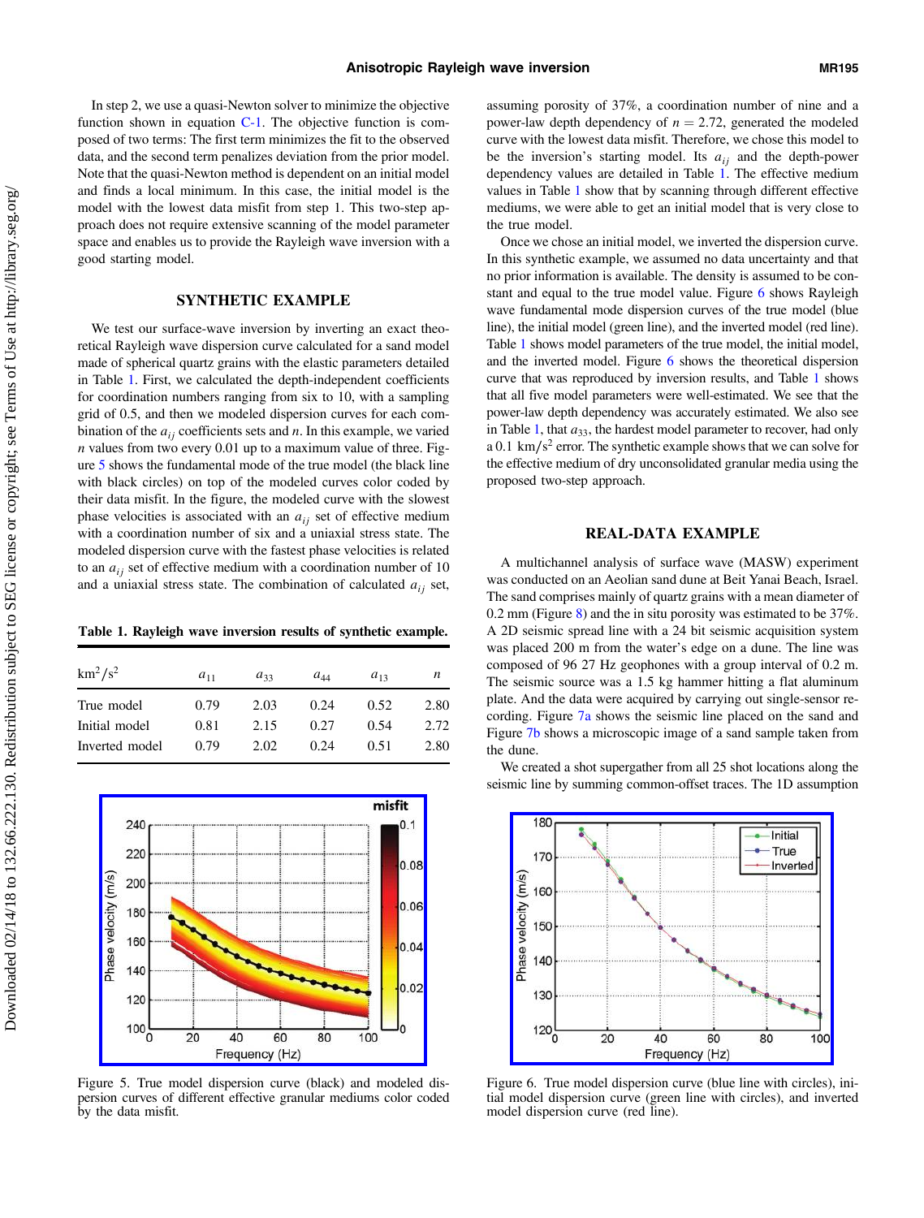In step 2, we use a quasi-Newton solver to minimize the objective function shown in equation C-1. The objective function is composed of two terms: The first term minimizes the fit to the observed data, and the second term penalizes deviation from the prior model. Note that the quasi-Newton method is dependent on an initial model and finds a local minimum. In this case, the initial model is the model with the lowest data misfit from step 1. This two-step approach does not require extensive scanning of the model parameter space and enables us to provide the Rayleigh wave inversion with a good starting model.

## SYNTHETIC EXAMPLE

We test our surface-wave inversion by inverting an exact theoretical Rayleigh wave dispersion curve calculated for a sand model made of spherical quartz grains with the elastic parameters detailed in Table 1. First, we calculated the depth-independent coefficients for coordination numbers ranging from six to 10, with a sampling grid of 0.5, and then we modeled dispersion curves for each combination of the $a_{ij}$ coefficients sets and $n$. In this example, we varied $n$ values from two every 0.01 up to a maximum value of three. Figure 5 shows the fundamental mode of the true model (the black line with black circles) on top of the modeled curves color coded by their data misfit. In the figure, the modeled curve with the slowest phase velocities is associated with an $a_{ij}$ set of effective medium with a coordination number of six and a uniaxial stress state. The modeled dispersion curve with the fastest phase velocities is related to an $a_{ij}$ set of effective medium with a coordination number of 10 and a uniaxial stress state. The combination of calculated $a_{ij}$ set, assuming porosity of 37%, a coordination number of nine and a power-law depth dependency of $n = 2.72$, generated the modeled curve with the lowest data misfit. Therefore, we chose this model to be the inversion's starting model. Its $a_{ij}$ and the depth-power dependency values are detailed in Table 1. The effective medium values in Table 1 show that by scanning through different effective mediums, we were able to get an initial model that is very close to the true model.

**Table 1. Rayleigh wave inversion results of synthetic example.**

| $\text{km}^2/\text{s}^2$ | $a_{11}$ | $a_{33}$ | $a_{44}$ | $a_{13}$ | $n$ |
|---|---|---|---|---|---|
| True model | 0.79 | 2.03 | 0.24 | 0.52 | 2.80 |
| Initial model | 0.81 | 2.15 | 0.27 | 0.54 | 2.72 |
| Inverted model | 0.79 | 2.02 | 0.24 | 0.51 | 2.80 |

Figure 5. True model dispersion curve (black) and modeled dispersion curves of different effective granular mediums color coded by the data misfit.

Once we chose an initial model, we inverted the dispersion curve. In this synthetic example, we assumed no data uncertainty and that no prior information is available. The density is assumed to be constant and equal to the true model value. Figure 6 shows Rayleigh wave fundamental mode dispersion curves of the true model (blue line), the initial model (green line), and the inverted model (red line). Table 1 shows model parameters of the true model, the initial model, and the inverted model. Figure 6 shows the theoretical dispersion curve that was reproduced by inversion results, and Table 1 shows that all five model parameters were well-estimated. We see that the power-law depth dependency was accurately estimated. We also see in Table 1, that $a_{33}$, the hardest model parameter to recover, had only a 0.1 $\text{km}/\text{s}^2$ error. The synthetic example shows that we can solve for the effective medium of dry unconsolidated granular media using the proposed two-step approach.

Figure 6. True model dispersion curve (blue line with circles), initial model dispersion curve (green line with circles), and inverted model dispersion curve (red line).

## REAL-DATA EXAMPLE

A multichannel analysis of surface wave (MASW) experiment was conducted on an Aeolian sand dune at Beit Yanai Beach, Israel. The sand comprises mainly of quartz grains with a mean diameter of 0.2 mm (Figure 8) and the in situ porosity was estimated to be 37%. A 2D seismic spread line with a 24 bit seismic acquisition system was placed 200 m from the water's edge on a dune. The line was composed of 96 27 Hz geophones with a group interval of 0.2 m. The seismic source was a 1.5 kg hammer hitting a flat aluminum plate. And the data were acquired by carrying out single-sensor recording. Figure 7a shows the seismic line placed on the sand and Figure 7b shows a microscopic image of a sand sample taken from the dune.

We created a shot supergather from all 25 shot locations along the seismic line by summing common-offset traces. The 1D assumption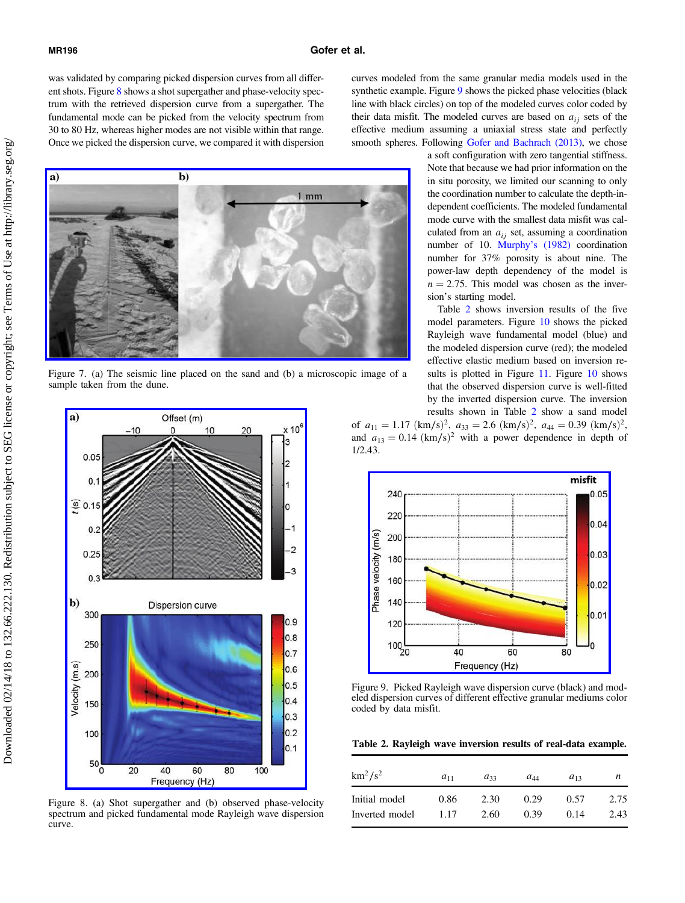was validated by comparing picked dispersion curves from all different shots. Figure 8 shows a shot supergather and phase-velocity spectrum with the retrieved dispersion curve from a supergather. The fundamental mode can be picked from the velocity spectrum from 30 to 80 Hz, whereas higher modes are not visible within that range. Once we picked the dispersion curve, we compared it with dispersion curves modeled from the same granular media models used in the synthetic example. Figure 9 shows the picked phase velocities (black line with black circles) on top of the modeled curves color coded by their data misfit. The modeled curves are based on $a_{ij}$ sets of the effective medium assuming a uniaxial stress state and perfectly smooth spheres. Following Gofer and Bachrach (2013), we chose a soft configuration with zero tangential stiffness. Note that because we had prior information on the in situ porosity, we limited our scanning to only the coordination number to calculate the depth-independent coefficients. The modeled fundamental mode curve with the smallest data misfit was calculated from an $a_{ij}$ set, assuming a coordination number of 10. Murphy's (1982) coordination number for 37% porosity is about nine. The power-law depth dependency of the model is $n = 2.75$. This model was chosen as the inversion's starting model.

Figure 7. (a) The seismic line placed on the sand and (b) a microscopic image of a sample taken from the dune.

Figure 8. (a) Shot supergather and (b) observed phase-velocity spectrum and picked fundamental mode Rayleigh wave dispersion curve.

Table 2 shows inversion results of the five model parameters. Figure 10 shows the picked Rayleigh wave fundamental model (blue) and the modeled dispersion curve (red); the modeled effective elastic medium based on inversion results is plotted in Figure 11. Figure 10 shows that the observed dispersion curve is well-fitted by the inverted dispersion curve. The inversion results shown in Table 2 show a sand model of $a_{11} = 1.17$ $(\text{km/s})^2$, $a_{33} = 2.6$ $(\text{km/s})^2$, $a_{44} = 0.39$ $(\text{km/s})^2$, and $a_{13} = 0.14$ $(\text{km/s})^2$ with a power dependence in depth of 1/2.43.

Figure 9. Picked Rayleigh wave dispersion curve (black) and modeled dispersion curves of different effective granular mediums color coded by data misfit.

**Table 2. Rayleigh wave inversion results of real-data example.**

| $\text{km}^2/\text{s}^2$ | $a_{11}$ | $a_{33}$ | $a_{44}$ | $a_{13}$ | $n$ |
|---|---|---|---|---|---|
| Initial model | 0.86 | 2.30 | 0.29 | 0.57 | 2.75 |
| Inverted model | 1.17 | 2.60 | 0.39 | 0.14 | 2.43 |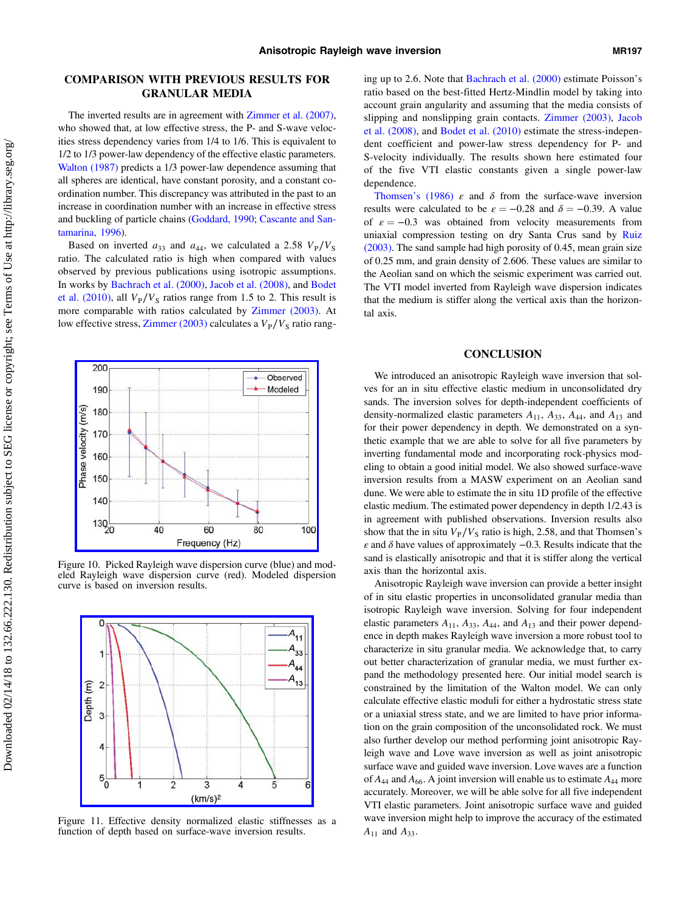## COMPARISON WITH PREVIOUS RESULTS FOR GRANULAR MEDIA

The inverted results are in agreement with Zimmer et al. (2007), who showed that, at low effective stress, the P- and S-wave velocities stress dependency varies from 1/4 to 1/6. This is equivalent to 1/2 to 1/3 power-law dependency of the effective elastic parameters. Walton (1987) predicts a 1/3 power-law dependence assuming that all spheres are identical, have constant porosity, and a constant coordination number. This discrepancy was attributed in the past to an increase in coordination number with an increase in effective stress and buckling of particle chains (Goddard, 1990; Cascante and Santamarina, 1996).

Based on inverted $a_{33}$ and $a_{44}$, we calculated a 2.58 $V_P/V_S$ ratio. The calculated ratio is high when compared with values observed by previous publications using isotropic assumptions. In works by Bachrach et al. (2000), Jacob et al. (2008), and Bodet et al. (2010), all $V_P/V_S$ ratios range from 1.5 to 2. This result is more comparable with ratios calculated by Zimmer (2003). At low effective stress, Zimmer (2003) calculates a $V_P/V_S$ ratio ranging up to 2.6. Note that Bachrach et al. (2000) estimate Poisson's ratio based on the best-fitted Hertz-Mindlin model by taking into account grain angularity and assuming that the media consists of slipping and nonslipping grain contacts. Zimmer (2003), Jacob et al. (2008), and Bodet et al. (2010) estimate the stress-independent coefficient and power-law stress dependency for P- and S-velocity individually. The results shown here estimated four of the five VTI elastic constants given a single power-law dependence.

Thomsen's (1986) $\varepsilon$ and $\delta$ from the surface-wave inversion results were calculated to be $\varepsilon = -0.28$ and $\delta = -0.39$. A value of $\varepsilon = -0.3$ was obtained from velocity measurements from uniaxial compression testing on dry Santa Cruz sand by Ruiz (2003). The sand sample had high porosity of 0.45, mean grain size of 0.25 mm, and grain density of 2.606. These values are similar to the Aeolian sand on which the seismic experiment was carried out. The VTI model inverted from Rayleigh wave dispersion indicates that the medium is stiffer along the vertical axis than the horizontal axis.

Figure 10. Picked Rayleigh wave dispersion curve (blue) and modeled Rayleigh wave dispersion curve (red). Modeled dispersion curve is based on inversion results.

Figure 11. Effective density normalized elastic stiffnesses as a function of depth based on surface-wave inversion results.

## CONCLUSION

We introduced an anisotropic Rayleigh wave inversion that solves for an in situ effective elastic medium in unconsolidated dry sands. The inversion solves for depth-independent coefficients of density-normalized elastic parameters $A_{11}$, $A_{33}$, $A_{44}$, and $A_{13}$ and for their power dependency in depth. We demonstrated on a synthetic example that we are able to solve for all five parameters by inverting fundamental mode and incorporating rock-physics modeling to obtain a good initial model. We also showed surface-wave inversion results from a MASW experiment on an Aeolian sand dune. We were able to estimate the in situ 1D profile of the effective elastic medium. The estimated power dependency in depth 1/2.43 is in agreement with published observations. Inversion results also show that the in situ $V_P/V_S$ ratio is high, 2.58, and that Thomsen's $\varepsilon$ and $\delta$ have values of approximately $-0.3$. Results indicate that the sand is elastically anisotropic and that it is stiffer along the vertical axis than the horizontal axis.

Anisotropic Rayleigh wave inversion can provide a better insight of in situ elastic properties in unconsolidated granular media than isotropic Rayleigh wave inversion. Solving for four independent elastic parameters $A_{11}$, $A_{33}$, $A_{44}$, and $A_{13}$ and their power dependence in depth makes Rayleigh wave inversion a more robust tool to characterize in situ granular media. We acknowledge that, to carry out better characterization of granular media, we must further expand the methodology presented here. Our initial model search is constrained by the limitation of the Walton model. We can only calculate effective elastic moduli for either a hydrostatic stress state or a uniaxial stress state, and we are limited to have prior information on the grain composition of the unconsolidated rock. We must also further develop our method performing joint anisotropic Rayleigh wave and Love wave inversion as well as joint anisotropic surface wave and guided wave inversion. Love waves are a function of $A_{44}$ and $A_{66}$. A joint inversion will enable us to estimate $A_{44}$ more accurately. Moreover, we will be able solve for all five independent VTI elastic parameters. Joint anisotropic surface wave and guided wave inversion might help to improve the accuracy of the estimated $A_{11}$ and $A_{33}$.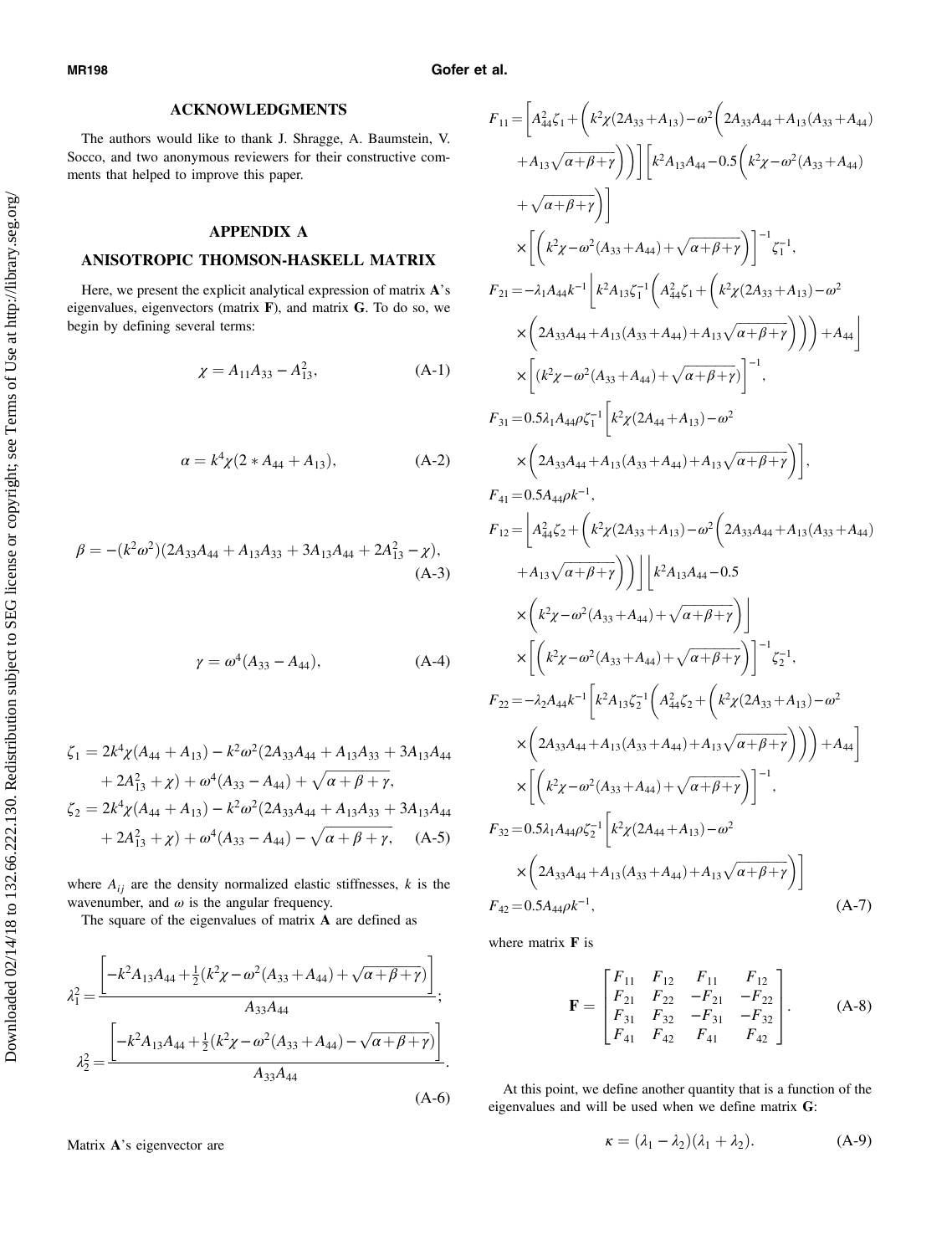## ACKNOWLEDGMENTS

The authors would like to thank J. Shragge, A. Baumstein, V. Socco, and two anonymous reviewers for their constructive comments that helped to improve this paper.

## APPENDIX A

## ANISOTROPIC THOMSON-HASKELL MATRIX

Here, we present the explicit analytical expression of matrix **A**'s eigenvalues, eigenvectors (matrix **F**), and matrix **G**. To do so, we begin by defining several terms:

$$\chi = A_{11}A_{33} - A_{13}^2, \tag{A-1}$$

$$\alpha = k^4\chi(2 * A_{44} + A_{13}), \tag{A-2}$$

$$\beta = -(k^2\omega^2)(2A_{33}A_{44} + A_{13}A_{33} + 3A_{13}A_{44} + 2A_{13}^2 - \chi), \tag{A-3}$$

$$\gamma = \omega^4(A_{33} - A_{44}), \tag{A-4}$$

$$\begin{aligned}
\zeta_1 &= 2k^4\chi(A_{44} + A_{13}) - k^2\omega^2(2A_{33}A_{44} + A_{13}A_{33} + 3A_{13}A_{44} \\
&\quad + 2A_{13}^2 + \chi) + \omega^4(A_{33} - A_{44}) + \sqrt{\alpha + \beta + \gamma}, \\
\zeta_2 &= 2k^4\chi(A_{44} + A_{13}) - k^2\omega^2(2A_{33}A_{44} + A_{13}A_{33} + 3A_{13}A_{44} \\
&\quad + 2A_{13}^2 + \chi) + \omega^4(A_{33} - A_{44}) - \sqrt{\alpha + \beta + \gamma},
\end{aligned} \tag{A-5}$$

where $A_{ij}$ are the density normalized elastic stiffnesses, $k$ is the wavenumber, and $\omega$ is the angular frequency.

The square of the eigenvalues of matrix **A** are defined as

$$\lambda_1^2 = \frac{\left[-k^2A_{13}A_{44} + \frac{1}{2}(k^2\chi - \omega^2(A_{33}+A_{44}) + \sqrt{\alpha+\beta+\gamma})\right]}{A_{33}A_{44}};$$
$$\lambda_2^2 = \frac{\left[-k^2A_{13}A_{44} + \frac{1}{2}(k^2\chi - \omega^2(A_{33}+A_{44}) - \sqrt{\alpha+\beta+\gamma})\right]}{A_{33}A_{44}}. \tag{A-6}$$

Matrix **A**'s eigenvector are

$$\begin{aligned}
F_{11} &= \left[A_{44}^2\zeta_1 + \left(k^2\chi(2A_{33}+A_{13}) - \omega^2\left(2A_{33}A_{44} + A_{13}(A_{33}+A_{44}) \right.\right.\right. \\
&\quad \left.\left.\left. + A_{13}\sqrt{\alpha+\beta+\gamma}\right)\right)\right]\left[k^2A_{13}A_{44} - 0.5\left(k^2\chi - \omega^2(A_{33}+A_{44}) \right.\right. \\
&\quad \left.\left. + \sqrt{\alpha+\beta+\gamma}\right)\right] \\
&\quad \times \left[\left(k^2\chi - \omega^2(A_{33}+A_{44}) + \sqrt{\alpha+\beta+\gamma}\right)\right]^{-1}\zeta_1^{-1}, \\
F_{21} &= -\lambda_1A_{44}k^{-1}\left[k^2A_{13}\zeta_1^{-1}\left(A_{44}^2\zeta_1 + \left(k^2\chi(2A_{33}+A_{13}) - \omega^2 \right.\right.\right. \\
&\quad \left.\left.\left. \times \left(2A_{33}A_{44} + A_{13}(A_{33}+A_{44}) + A_{13}\sqrt{\alpha+\beta+\gamma}\right)\right)\right) + A_{44}\right] \\
&\quad \times \left[(k^2\chi - \omega^2(A_{33}+A_{44}) + \sqrt{\alpha+\beta+\gamma})\right]^{-1}, \\
F_{31} &= 0.5\lambda_1A_{44}\rho\zeta_1^{-1}\left[k^2\chi(2A_{44}+A_{13}) - \omega^2 \right. \\
&\quad \left. \times \left(2A_{33}A_{44} + A_{13}(A_{33}+A_{44}) + A_{13}\sqrt{\alpha+\beta+\gamma}\right)\right], \\
F_{41} &= 0.5A_{44}\rho k^{-1}, \\
F_{12} &= \left[A_{44}^2\zeta_2 + \left(k^2\chi(2A_{33}+A_{13}) - \omega^2\left(2A_{33}A_{44} + A_{13}(A_{33}+A_{44}) \right.\right.\right. \\
&\quad \left.\left.\left. + A_{13}\sqrt{\alpha+\beta+\gamma}\right)\right)\right]\left[k^2A_{13}A_{44} - 0.5 \right. \\
&\quad \left. \times \left(k^2\chi - \omega^2(A_{33}+A_{44}) + \sqrt{\alpha+\beta+\gamma}\right)\right] \\
&\quad \times \left[\left(k^2\chi - \omega^2(A_{33}+A_{44}) + \sqrt{\alpha+\beta+\gamma}\right)\right]^{-1}\zeta_2^{-1}, \\
F_{22} &= -\lambda_2A_{44}k^{-1}\left[k^2A_{13}\zeta_2^{-1}\left(A_{44}^2\zeta_2 + \left(k^2\chi(2A_{33}+A_{13}) - \omega^2 \right.\right.\right. \\
&\quad \left.\left.\left. \times \left(2A_{33}A_{44} + A_{13}(A_{33}+A_{44}) + A_{13}\sqrt{\alpha+\beta+\gamma}\right)\right)\right) + A_{44}\right] \\
&\quad \times \left[\left(k^2\chi - \omega^2(A_{33}+A_{44}) + \sqrt{\alpha+\beta+\gamma}\right)\right]^{-1}, \\
F_{32} &= 0.5\lambda_1A_{44}\rho\zeta_2^{-1}\left[k^2\chi(2A_{44}+A_{13}) - \omega^2 \right. \\
&\quad \left. \times \left(2A_{33}A_{44} + A_{13}(A_{33}+A_{44}) + A_{13}\sqrt{\alpha+\beta+\gamma}\right)\right] \\
F_{42} &= 0.5A_{44}\rho k^{-1},
\end{aligned} \tag{A-7}$$

where matrix **F** is

$$\mathbf{F} = \begin{bmatrix} F_{11} & F_{12} & F_{11} & F_{12} \\ F_{21} & F_{22} & -F_{21} & -F_{22} \\ F_{31} & F_{32} & -F_{31} & -F_{32} \\ F_{41} & F_{42} & F_{41} & F_{42} \end{bmatrix}. \tag{A-8}$$

At this point, we define another quantity that is a function of the eigenvalues and will be used when we define matrix **G**:

$$\kappa = (\lambda_1 - \lambda_2)(\lambda_1 + \lambda_2). \tag{A-9}$$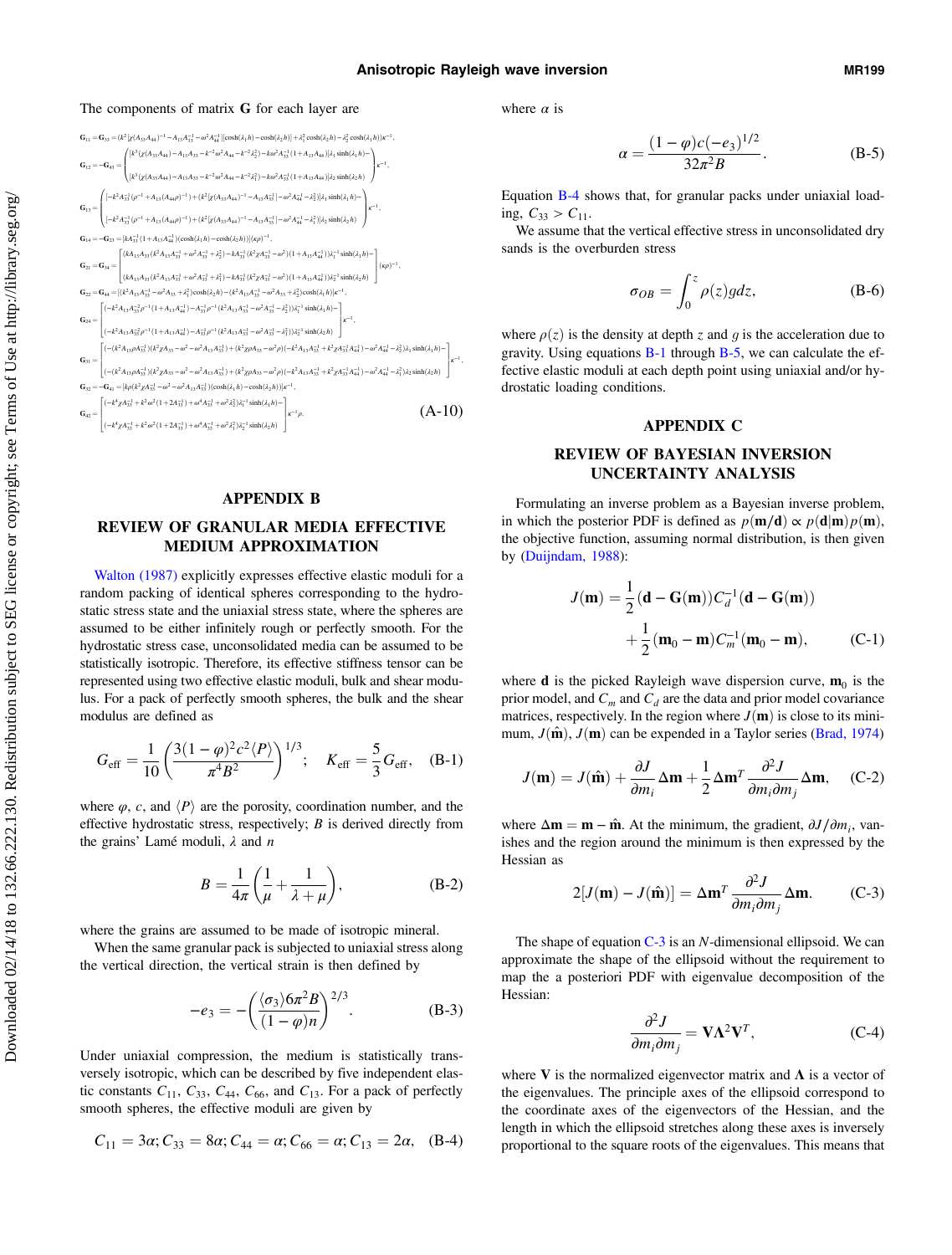The components of matrix $\mathbf{G}$ for each layer are

$$
\begin{aligned}
\mathbf{G}_{11} &= \mathbf{G}_{33} = (k^2[\chi(A_{33}A_{44})^{-1} - A_{13}A_{33}^{-1} - \omega^2 A_{44}^{-1}][\cosh(\lambda_1 h) - \cosh(\lambda_2 h)] + \lambda_1^2\cosh(\lambda_2 h) - \lambda_2^2\cosh(\lambda_1 h))\kappa^{-1},\\
\mathbf{G}_{12} &= -\mathbf{G}_{43} = \begin{pmatrix} [k^3(\chi(A_{33}A_{44}) - A_{13}A_{33} - k^{-2}\omega^2 A_{44} - k^{-2}\lambda_2^2) - k\omega^2 A_{33}^{-1}(1 + A_{13}A_{44})]\lambda_1\sinh(\lambda_1 h) - \\ [k^3(\chi(A_{33}A_{44}) - A_{13}A_{33} - k^{-2}\omega^2 A_{44} - k^{-2}\lambda_1^2) - k\omega^2 A_{33}^{-1}(1 + A_{13}A_{44})]\lambda_2\sinh(\lambda_2 h) \end{pmatrix}\kappa^{-1},\\
\mathbf{G}_{13} &= \begin{pmatrix} [-k^2 A_{33}^{-1}(\rho^{-1} + A_{13}(A_{44}\rho)^{-1}) + (k^2[\chi(A_{33}A_{44})^{-1} - A_{13}A_{33}^{-1}] - \omega^2 A_{44}^{-1} - \lambda_2^2)]\lambda_1\sinh(\lambda_1 h) - \\ [-k^2 A_{33}^{-1}(\rho^{-1} + A_{13}(A_{44}\rho)^{-1}) + (k^2[\chi(A_{33}A_{44})^{-1} - A_{13}A_{33}^{-1}] - \omega^2 A_{44}^{-1} - \lambda_1^2)]\lambda_2\sinh(\lambda_2 h) \end{pmatrix}\kappa^{-1},\\
\mathbf{G}_{14} &= -\mathbf{G}_{23} = [kA_{33}^{-1}(1 + A_{13}A_{44}^{-1})(\cosh(\lambda_1 h) - \cosh(\lambda_2 h))](\kappa\rho)^{-1},\\
\mathbf{G}_{21} &= \mathbf{G}_{34} = \begin{bmatrix} (kA_{13}A_{33}(k^2A_{13}A_{33}^{-1} + \omega^2 A_{33}^{-1} + \lambda_2^2) - kA_{33}^{-1}(k^2\chi A_{33}^{-1} - \omega^2)(1 + A_{13}A_{44}^{-1}))\lambda_1^{-1}\sinh(\lambda_1 h) - \\ (kA_{13}A_{33}(k^2A_{13}A_{33}^{-1} + \omega^2 A_{33}^{-1} + \lambda_1^2) - kA_{33}^{-1}(k^2\chi A_{33}^{-1} - \omega^2)(1 + A_{13}A_{44}^{-1}))\lambda_2^{-1}\sinh(\lambda_2 h) \end{bmatrix}(\kappa\rho)^{-1},\\
\mathbf{G}_{22} &= \mathbf{G}_{44} = [(k^2A_{13}A_{33}^{-1} - \omega^2 A_{33} + \lambda_1^2)\cosh(\lambda_2 h) - (k^2A_{13}A_{33}^{-1} - \omega^2 A_{33} + \lambda_2^2)\cosh(\lambda_1 h)]\kappa^{-1},\\
\mathbf{G}_{24} &= \begin{bmatrix} (-k^2A_{13}A_{33}^{-2}\rho^{-1}(1 + A_{13}A_{44}^{-1}) - A_{33}^{-1}\rho^{-1}(k^2A_{13}A_{33}^{-1} - \omega^2 A_{33}^{-1} - \lambda_2^2))\lambda_1^{-1}\sinh(\lambda_1 h) - \\ (-k^2A_{13}A_{33}^{-2}\rho^{-1}(1 + A_{13}A_{44}^{-1}) - A_{33}^{-1}\rho^{-1}(k^2A_{13}A_{33}^{-1} - \omega^2 A_{33}^{-1} - \lambda_1^2))\lambda_2^{-1}\sinh(\lambda_2 h) \end{bmatrix}\kappa^{-1},\\
\mathbf{G}_{31} &= \begin{bmatrix} (-(k^2A_{13}\rho A_{33}^{-1})(k^2\chi A_{33} - \omega^2 - \omega^2 A_{13}A_{33}^{-1}) + (k^2\chi\rho A_{33} - \omega^2\rho)(-k^2A_{13}A_{33}^{-1} + k^2\chi A_{33}^{-1}A_{44}^{-1}) - \omega^2 A_{44}^{-1} - \lambda_2^2)\lambda_1\sinh(\lambda_1 h) - \\ (-(k^2A_{13}\rho A_{33}^{-1})(k^2\chi A_{33} - \omega^2 - \omega^2 A_{13}A_{33}^{-1}) + (k^2\chi\rho A_{33} - \omega^2\rho)(-k^2A_{13}A_{33}^{-1} + k^2\chi A_{33}^{-1}A_{44}^{-1}) - \omega^2 A_{44}^{-1} - \lambda_1^2)\lambda_2\sinh(\lambda_2 h) \end{bmatrix}\kappa^{-1},\\
\mathbf{G}_{32} &= -\mathbf{G}_{41} = [k\rho(k^2\chi A_{33}^{-1} - \omega^2 - \omega^2 A_{13}A_{33}^{-1})(\cosh(\lambda_1 h) - \cosh(\lambda_2 h))]\kappa^{-1},\\
\mathbf{G}_{42} &= \begin{bmatrix} (-k^4\chi A_{33}^{-2} + k^2\omega^2(1 + 2A_{13}^{-1}) + \omega^4 A_{33}^{-1} + \omega^2\lambda_2^2)\lambda_1^{-1}\sinh(\lambda_1 h) - \\ (-k^4\chi A_{33}^{-2} + k^2\omega^2(1 + 2A_{13}^{-1}) + \omega^4 A_{33}^{-1} + \omega^2\lambda_1^2)\lambda_2^{-1}\sinh(\lambda_2 h) \end{bmatrix}\kappa^{-1}\rho.
\end{aligned}
\tag{A-10}
$$

## APPENDIX B

## REVIEW OF GRANULAR MEDIA EFFECTIVE MEDIUM APPROXIMATION

Walton (1987) explicitly expresses effective elastic moduli for a random packing of identical spheres corresponding to the hydrostatic stress state and the uniaxial stress state, where the spheres are assumed to be either infinitely rough or perfectly smooth. For the hydrostatic stress case, unconsolidated media can be assumed to be statistically isotropic. Therefore, its effective stiffness tensor can be represented using two effective elastic moduli, bulk and shear modulus. For a pack of perfectly smooth spheres, the bulk and the shear modulus are defined as

$$
G_{\text{eff}} = \frac{1}{10}\left(\frac{3(1-\varphi)^2 c^2 \langle P \rangle}{\pi^4 B^2}\right)^{1/3}; \quad K_{\text{eff}} = \frac{5}{3} G_{\text{eff}}, \tag{B-1}
$$

where $\varphi$, $c$, and $\langle P \rangle$ are the porosity, coordination number, and the effective hydrostatic stress, respectively; $B$ is derived directly from the grains' Lamé moduli, $\lambda$ and $n$

$$
B = \frac{1}{4\pi}\left(\frac{1}{\mu} + \frac{1}{\lambda + \mu}\right), \tag{B-2}
$$

where the grains are assumed to be made of isotropic mineral.

When the same granular pack is subjected to uniaxial stress along the vertical direction, the vertical strain is then defined by

$$
-e_3 = -\left(\frac{\langle \sigma_3 \rangle 6\pi^2 B}{(1-\varphi)n}\right)^{2/3}. \tag{B-3}
$$

Under uniaxial compression, the medium is statistically transversely isotropic, which can be described by five independent elastic constants $C_{11}$, $C_{33}$, $C_{44}$, $C_{66}$, and $C_{13}$. For a pack of perfectly smooth spheres, the effective moduli are given by

$$
C_{11} = 3\alpha; C_{33} = 8\alpha; C_{44} = \alpha; C_{66} = \alpha; C_{13} = 2\alpha, \tag{B-4}
$$

where $\alpha$ is

$$
\alpha = \frac{(1-\varphi)c(-e_3)^{1/2}}{32\pi^2 B}. \tag{B-5}
$$

Equation B-4 shows that, for granular packs under uniaxial loading, $C_{33} > C_{11}$.

We assume that the vertical effective stress in unconsolidated dry sands is the overburden stress

$$
\sigma_{OB} = \int_0^z \rho(z) g dz, \tag{B-6}
$$

where $\rho(z)$ is the density at depth $z$ and $g$ is the acceleration due to gravity. Using equations B-1 through B-5, we can calculate the effective elastic moduli at each depth point using uniaxial and/or hydrostatic loading conditions.

## APPENDIX C

## REVIEW OF BAYESIAN INVERSION UNCERTAINTY ANALYSIS

Formulating an inverse problem as a Bayesian inverse problem, in which the posterior PDF is defined as $p(\mathbf{m}/\mathbf{d}) \propto p(\mathbf{d}|\mathbf{m})p(\mathbf{m})$, the objective function, assuming normal distribution, is then given by (Duijndam, 1988):

$$
\begin{aligned}
J(\mathbf{m}) = &\frac{1}{2}(\mathbf{d} - \mathbf{G}(\mathbf{m}))C_d^{-1}(\mathbf{d} - \mathbf{G}(\mathbf{m})) \\
&+ \frac{1}{2}(\mathbf{m}_0 - \mathbf{m})C_m^{-1}(\mathbf{m}_0 - \mathbf{m}),
\end{aligned}
\tag{C-1}
$$

where $\mathbf{d}$ is the picked Rayleigh wave dispersion curve, $\mathbf{m}_0$ is the prior model, and $C_m$ and $C_d$ are the data and prior model covariance matrices, respectively. In the region where $J(\mathbf{m})$ is close to its minimum, $J(\hat{\mathbf{m}})$, $J(\mathbf{m})$ can be expended in a Taylor series (Brad, 1974)

$$
J(\mathbf{m}) = J(\hat{\mathbf{m}}) + \frac{\partial J}{\partial m_i}\Delta\mathbf{m} + \frac{1}{2}\Delta\mathbf{m}^T \frac{\partial^2 J}{\partial m_i \partial m_j}\Delta\mathbf{m}, \tag{C-2}
$$

where $\Delta\mathbf{m} = \mathbf{m} - \hat{\mathbf{m}}$. At the minimum, the gradient, $\partial J/\partial m_i$, vanishes and the region around the minimum is then expressed by the Hessian as

$$
2[J(\mathbf{m}) - J(\hat{\mathbf{m}})] = \Delta\mathbf{m}^T \frac{\partial^2 J}{\partial m_i \partial m_j}\Delta\mathbf{m}. \tag{C-3}
$$

The shape of equation C-3 is an $N$-dimensional ellipsoid. We can approximate the shape of the ellipsoid without the requirement to map the a posteriori PDF with eigenvalue decomposition of the Hessian:

$$
\frac{\partial^2 J}{\partial m_i \partial m_j} = \mathbf{V}\mathbf{\Lambda}^2\mathbf{V}^T, \tag{C-4}
$$

where $\mathbf{V}$ is the normalized eigenvector matrix and $\mathbf{\Lambda}$ is a vector of the eigenvalues. The principle axes of the ellipsoid correspond to the coordinate axes of the eigenvectors of the Hessian, and the length in which the ellipsoid stretches along these axes is inversely proportional to the square roots of the eigenvalues. This means that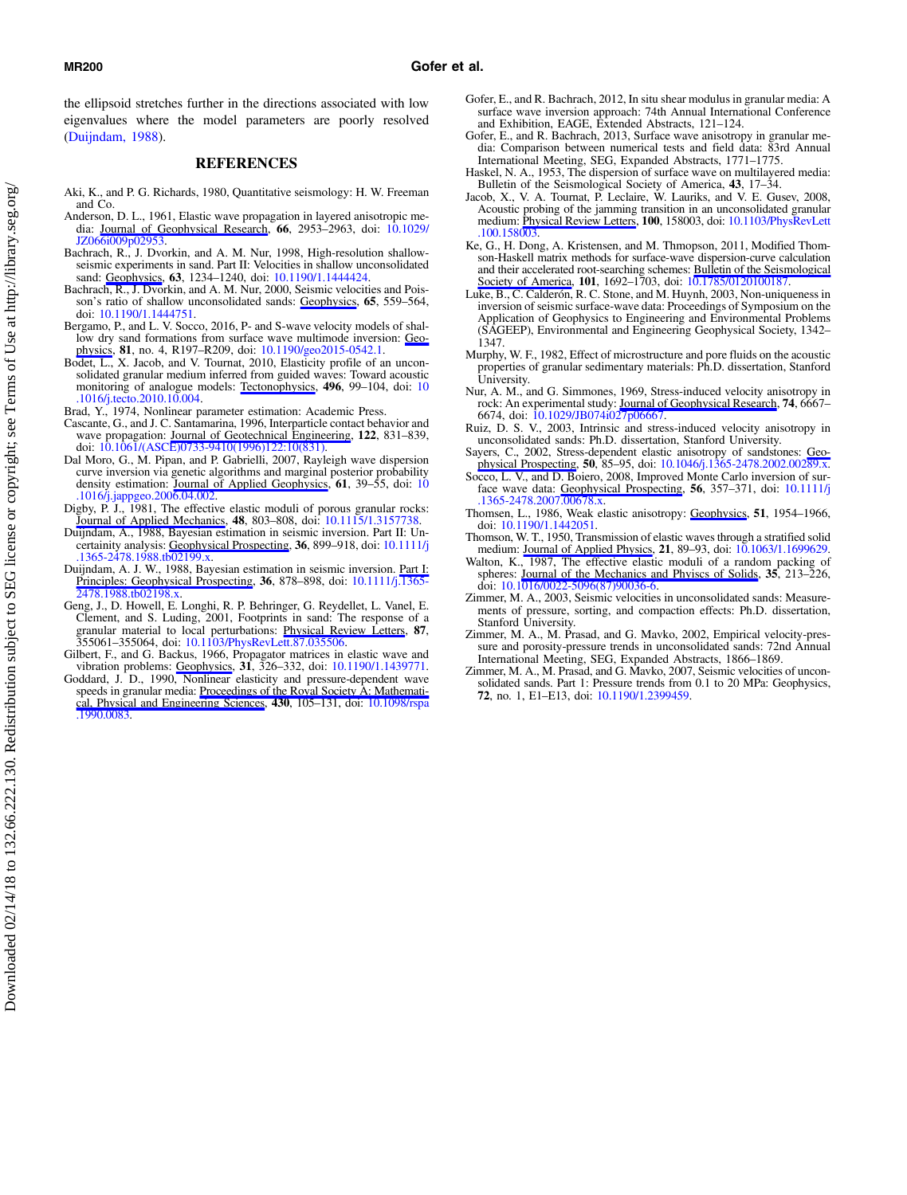the ellipsoid stretches further in the directions associated with low eigenvalues where the model parameters are poorly resolved (Duijndam, 1988).

## REFERENCES

Aki, K., and P. G. Richards, 1980, Quantitative seismology: H. W. Freeman and Co.

Anderson, D. L., 1961, Elastic wave propagation in layered anisotropic media: Journal of Geophysical Research, **66**, 2953–2963, doi: 10.1029/JZ066i009p02953.

Bachrach, R., J. Dvorkin, and A. M. Nur, 1998, High-resolution shallow-seismic experiments in sand. Part II: Velocities in shallow unconsolidated sand: Geophysics, **63**, 1234–1240, doi: 10.1190/1.1444424.

Bachrach, R., J. Dvorkin, and A. M. Nur, 2000, Seismic velocities and Poisson's ratio of shallow unconsolidated sands: Geophysics, **65**, 559–564, doi: 10.1190/1.1444751.

Bergamo, P., and L. V. Socco, 2016, P- and S-wave velocity models of shallow dry sand formations from surface wave multimode inversion: Geophysics, **81**, no. 4, R197–R209, doi: 10.1190/geo2015-0542.1.

Bodet, L., X. Jacob, and V. Tournat, 2010, Elasticity profile of an unconsolidated granular medium inferred from guided waves: Toward acoustic monitoring of analogue models: Tectonophysics, **496**, 99–104, doi: 10.1016/j.tecto.2010.10.004.

Brad, Y., 1974, Nonlinear parameter estimation: Academic Press.

Cascante, G., and J. C. Santamarina, 1996, Interparticle contact behavior and wave propagation: Journal of Geotechnical Engineering, **122**, 831–839, doi: 10.1061/(ASCE)0733-9410(1996)122:10(831).

Dal Moro, G., M. Pipan, and P. Gabrielli, 2007, Rayleigh wave dispersion curve inversion via genetic algorithms and marginal posterior probability density estimation: Journal of Applied Geophysics, **61**, 39–55, doi: 10.1016/j.jappgeo.2006.04.002.

Digby, P. J., 1981, The effective elastic moduli of porous granular rocks: Journal of Applied Mechanics, **48**, 803–808, doi: 10.1115/1.3157738.

Duijndam, A., 1988, Bayesian estimation in seismic inversion. Part II: Uncertainty analysis: Geophysical Prospecting, **36**, 899–918, doi: 10.1111/j.1365-2478.1988.tb02199.x.

Duijndam, A. J. W., 1988, Bayesian estimation in seismic inversion. Part I: Principles: Geophysical Prospecting, **36**, 878–898, doi: 10.1111/j.1365-2478.1988.tb02198.x.

Geng, J., D. Howell, E. Longhi, R. P. Behringer, G. Reydellet, L. Vanel, E. Clement, and S. Luding, 2001, Footprints in sand: The response of a granular material to local perturbations: Physical Review Letters, **87**, 355061–355064, doi: 10.1103/PhysRevLett.87.035506.

Gilbert, F., and G. Backus, 1966, Propagator matrices in elastic wave and vibration problems: Geophysics, **31**, 326–332, doi: 10.1190/1.1439771.

Goddard, J. D., 1990, Nonlinear elasticity and pressure-dependent wave speeds in granular media: Proceedings of the Royal Society A: Mathematical, Physical and Engineering Sciences, **430**, 105–131, doi: 10.1098/rspa.1990.0083.

Gofer, E., and R. Bachrach, 2012, In situ shear modulus in granular media: A surface wave inversion approach: 74th Annual International Conference and Exhibition, EAGE, Extended Abstracts, 121–124.

Gofer, E., and R. Bachrach, 2013, Surface wave anisotropy in granular media: Comparison between numerical tests and field data: 83rd Annual International Meeting, SEG, Expanded Abstracts, 1771–1775.

Haskel, N. A., 1953, The dispersion of surface wave on multilayered media: Bulletin of the Seismological Society of America, **43**, 17–34.

Jacob, X., V. A. Tournat, P. Leclaire, W. Lauriks, and V. E. Gusev, 2008, Acoustic probing of the jamming transition in an unconsolidated granular medium: Physical Review Letters, **100**, 158003, doi: 10.1103/PhysRevLett.100.158003.

Ke, G., H. Dong, A. Kristensen, and M. Thmopson, 2011, Modified Thomson-Haskell matrix methods for surface-wave dispersion-curve calculation and their accelerated root-searching schemes: Bulletin of the Seismological Society of America, **101**, 1692–1703, doi: 10.1785/0120100187.

Luke, B., C. Calderón, R. C. Stone, and M. Huynh, 2003, Non-uniqueness in inversion of seismic surface-wave data: Proceedings of Symposium on the Application of Geophysics to Engineering and Environmental Problems (SAGEEP), Environmental and Engineering Geophysical Society, 1342–1347.

Murphy, W. F., 1982, Effect of microstructure and pore fluids on the acoustic properties of granular sedimentary materials: Ph.D. dissertation, Stanford University.

Nur, A. M., and G. Simmones, 1969, Stress-induced velocity anisotropy in rock: An experimental study: Journal of Geophysical Research, **74**, 6667–6674, doi: 10.1029/JB074i027p06667.

Ruiz, D. S. V., 2003, Intrinsic and stress-induced velocity anisotropy in unconsolidated sands: Ph.D. dissertation, Stanford University.

Sayers, C., 2002, Stress-dependent elastic anisotropy of sandstones: Geophysical Prospecting, **50**, 85–95, doi: 10.1046/j.1365-2478.2002.00289.x.

Socco, L. V., and D. Boiero, 2008, Improved Monte Carlo inversion of surface wave data: Geophysical Prospecting, **56**, 357–371, doi: 10.1111/j.1365-2478.2007.00678.x.

Thomsen, L., 1986, Weak elastic anisotropy: Geophysics, **51**, 1954–1966, doi: 10.1190/1.1442051.

Thomson, W. T., 1950, Transmission of elastic waves through a stratified solid medium: Journal of Applied Physics, **21**, 89–93, doi: 10.1063/1.1699629.

Walton, K., 1987, The effective elastic moduli of a random packing of spheres: Journal of the Mechanics and Physics of Solids, **35**, 213–226, doi: 10.1016/0022-5096(87)90036-6.

Zimmer, M. A., 2003, Seismic velocities in unconsolidated sands: Measurements of pressure, sorting, and compaction effects: Ph.D. dissertation, Stanford University.

Zimmer, M. A., M. Prasad, and G. Mavko, 2002, Empirical velocity-pressure and porosity-pressure trends in unconsolidated sands: 72nd Annual International Meeting, SEG, Expanded Abstracts, 1866–1869.

Zimmer, M. A., M. Prasad, and G. Mavko, 2007, Seismic velocities of unconsolidated sands. Part 1: Pressure trends from 0.1 to 20 MPa: Geophysics, **72**, no. 1, E1–E13, doi: 10.1190/1.2399459.